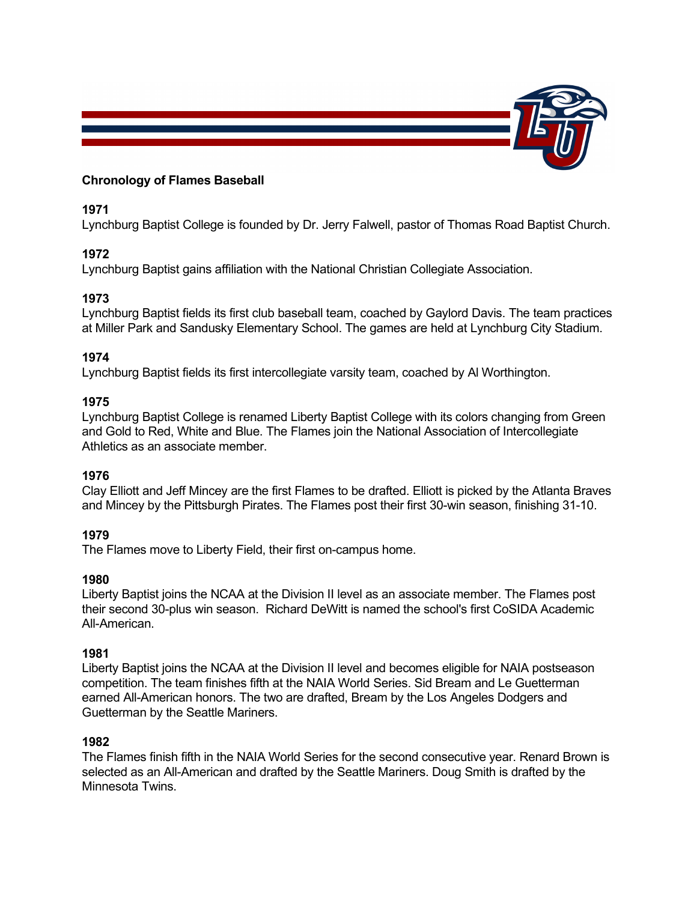# Chronology of Flames Baseball

### 1971

Lynchburg Baptist College is founded by Dr. Jerry Falwell, pastor of Thomas Road Baptist Church.

### 1972

Lynchburg Baptist gains affiliation with the National Christian Collegiate Association.

### 1973

Lynchburg Baptist fields its first club baseball team, coached by Gaylord Davis. The team practices at Miller Park and Sandusky Elementary School. The games are held at Lynchburg City Stadium.

### 1974

Lynchburg Baptist fields its first intercollegiate varsity team, coached by Al Worthington.

### 1975

Lynchburg Baptist College is renamed Liberty Baptist College with its colors changing from Green and Gold to Red, White and Blue. The Flames join the National Association of Intercollegiate Athletics as an associate member.

### 1976

Clay Elliott and Jeff Mincey are the first Flames to be drafted. Elliott is picked by the Atlanta Braves and Mincey by the Pittsburgh Pirates. The Flames post their first 30-win season, finishing 31-10.

### 1979

The Flames move to Liberty Field, their first on-campus home.

### 1980

Liberty Baptist joins the NCAA at the Division II level as an associate member. The Flames post their second 30-plus win season. Richard DeWitt is named the school's first CoSIDA Academic All-American.

### 1981

Liberty Baptist joins the NCAA at the Division II level and becomes eligible for NAIA postseason competition. The team finishes fifth at the NAIA World Series. Sid Bream and Le Guetterman earned All-American honors. The two are drafted, Bream by the Los Angeles Dodgers and Guetterman by the Seattle Mariners.

### 1982

The Flames finish fifth in the NAIA World Series for the second consecutive year. Renard Brown is selected as an All-American and drafted by the Seattle Mariners. Doug Smith is drafted by the Minnesota Twins.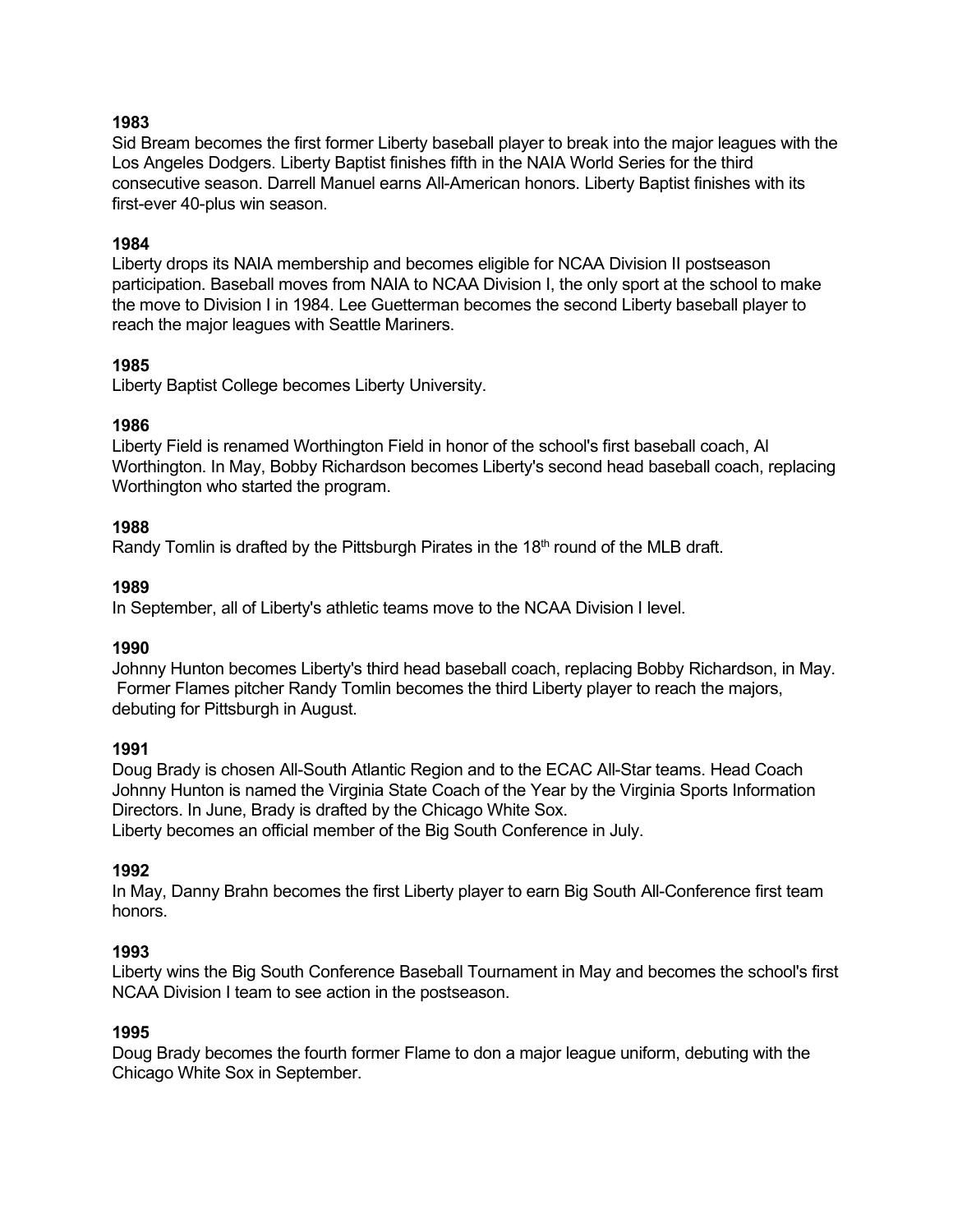**1983**

Sid Bream becomes the first former Liberty baseball player to break into the major leagues with the Los Angeles Dodgers. Liberty Baptist finishes fifth in the NAIA World Series for the third consecutive season. Darrell Manuel earns All-American honors. Liberty Baptist finishes with its first-ever 40-plus win season.

**1984**

Liberty drops its NAIA membership and becomes eligible for NCAA Division II postseason participation. Baseball moves from NAIA to NCAA Division I, the only sport at the school to make the move to Division I in 1984. Lee Guetterman becomes the second Liberty baseball player to reach the major leagues with Seattle Mariners.

**1985**

Liberty Baptist College becomes Liberty University.

**1986**

Liberty Field is renamed Worthington Field in honor of the school's first baseball coach, Al Worthington. In May, Bobby Richardson becomes Liberty's second head baseball coach, replacing Worthington who started the program.

**1988**

Randy Tomlin is drafted by the Pittsburgh Pirates in the 18th round of the MLB draft.

**1989**

In September, all of Liberty's athletic teams move to the NCAA Division I level.

**1990**

Johnny Hunton becomes Liberty's third head baseball coach, replacing Bobby Richardson, in May. Former Flames pitcher Randy Tomlin becomes the third Liberty player to reach the majors, debuting for Pittsburgh in August.

**1991**

Doug Brady is chosen All-South Atlantic Region and to the ECAC All-Star teams. Head Coach Johnny Hunton is named the Virginia State Coach of the Year by the Virginia Sports Information Directors. In June, Brady is drafted by the Chicago White Sox.
Liberty becomes an official member of the Big South Conference in July.

**1992**

In May, Danny Brahn becomes the first Liberty player to earn Big South All-Conference first team honors.

**1993**

Liberty wins the Big South Conference Baseball Tournament in May and becomes the school's first NCAA Division I team to see action in the postseason.

**1995**

Doug Brady becomes the fourth former Flame to don a major league uniform, debuting with the Chicago White Sox in September.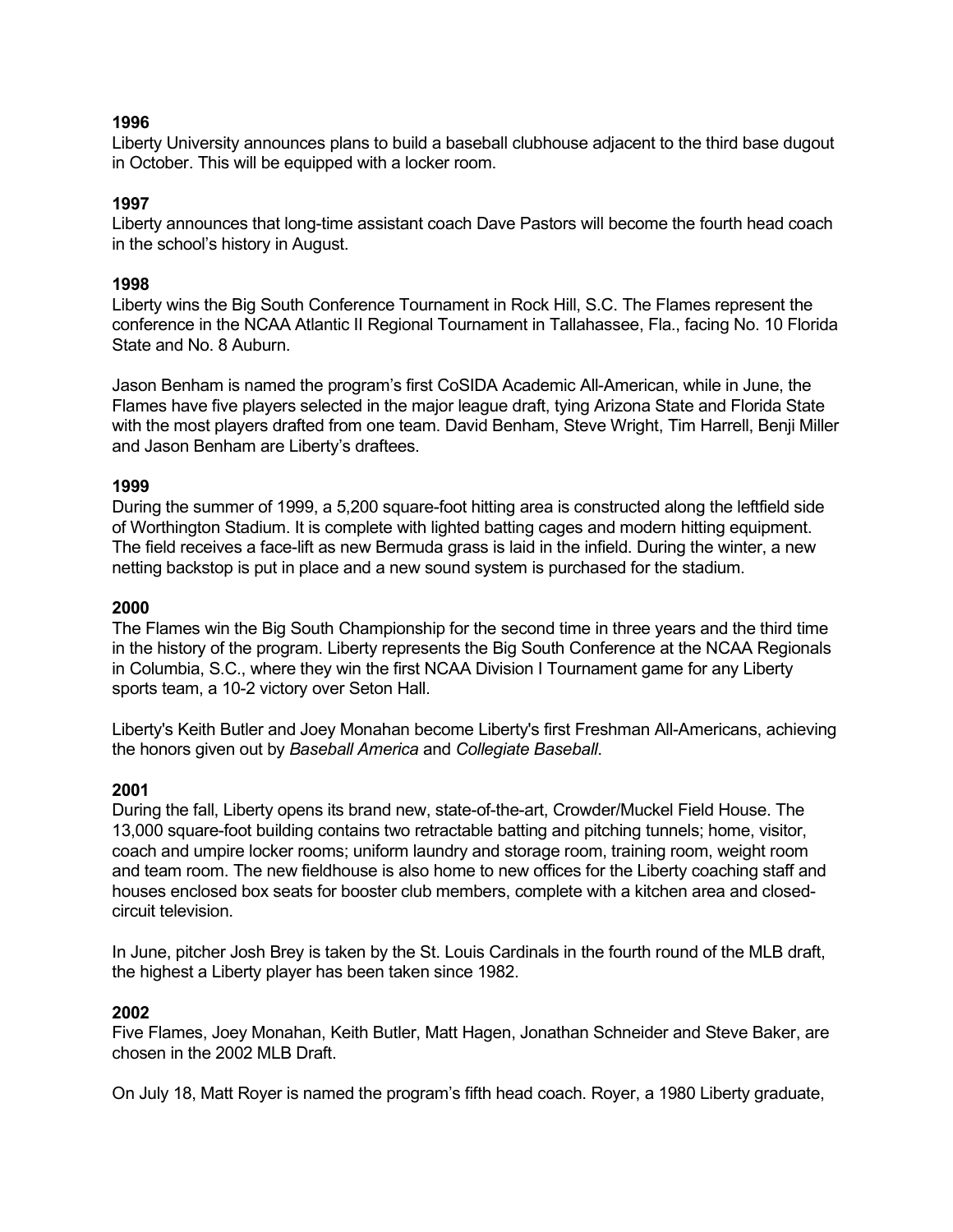**1996**
Liberty University announces plans to build a baseball clubhouse adjacent to the third base dugout in October. This will be equipped with a locker room.

**1997**
Liberty announces that long-time assistant coach Dave Pastors will become the fourth head coach in the school's history in August.

**1998**
Liberty wins the Big South Conference Tournament in Rock Hill, S.C. The Flames represent the conference in the NCAA Atlantic II Regional Tournament in Tallahassee, Fla., facing No. 10 Florida State and No. 8 Auburn.

Jason Benham is named the program's first CoSIDA Academic All-American, while in June, the Flames have five players selected in the major league draft, tying Arizona State and Florida State with the most players drafted from one team. David Benham, Steve Wright, Tim Harrell, Benji Miller and Jason Benham are Liberty's draftees.

**1999**
During the summer of 1999, a 5,200 square-foot hitting area is constructed along the leftfield side of Worthington Stadium. It is complete with lighted batting cages and modern hitting equipment. The field receives a face-lift as new Bermuda grass is laid in the infield. During the winter, a new netting backstop is put in place and a new sound system is purchased for the stadium.

**2000**
The Flames win the Big South Championship for the second time in three years and the third time in the history of the program. Liberty represents the Big South Conference at the NCAA Regionals in Columbia, S.C., where they win the first NCAA Division I Tournament game for any Liberty sports team, a 10-2 victory over Seton Hall.

Liberty's Keith Butler and Joey Monahan become Liberty's first Freshman All-Americans, achieving the honors given out by *Baseball America* and *Collegiate Baseball*.

**2001**
During the fall, Liberty opens its brand new, state-of-the-art, Crowder/Muckel Field House. The 13,000 square-foot building contains two retractable batting and pitching tunnels; home, visitor, coach and umpire locker rooms; uniform laundry and storage room, training room, weight room and team room. The new fieldhouse is also home to new offices for the Liberty coaching staff and houses enclosed box seats for booster club members, complete with a kitchen area and closed-circuit television.

In June, pitcher Josh Brey is taken by the St. Louis Cardinals in the fourth round of the MLB draft, the highest a Liberty player has been taken since 1982.

**2002**
Five Flames, Joey Monahan, Keith Butler, Matt Hagen, Jonathan Schneider and Steve Baker, are chosen in the 2002 MLB Draft.

On July 18, Matt Royer is named the program's fifth head coach. Royer, a 1980 Liberty graduate,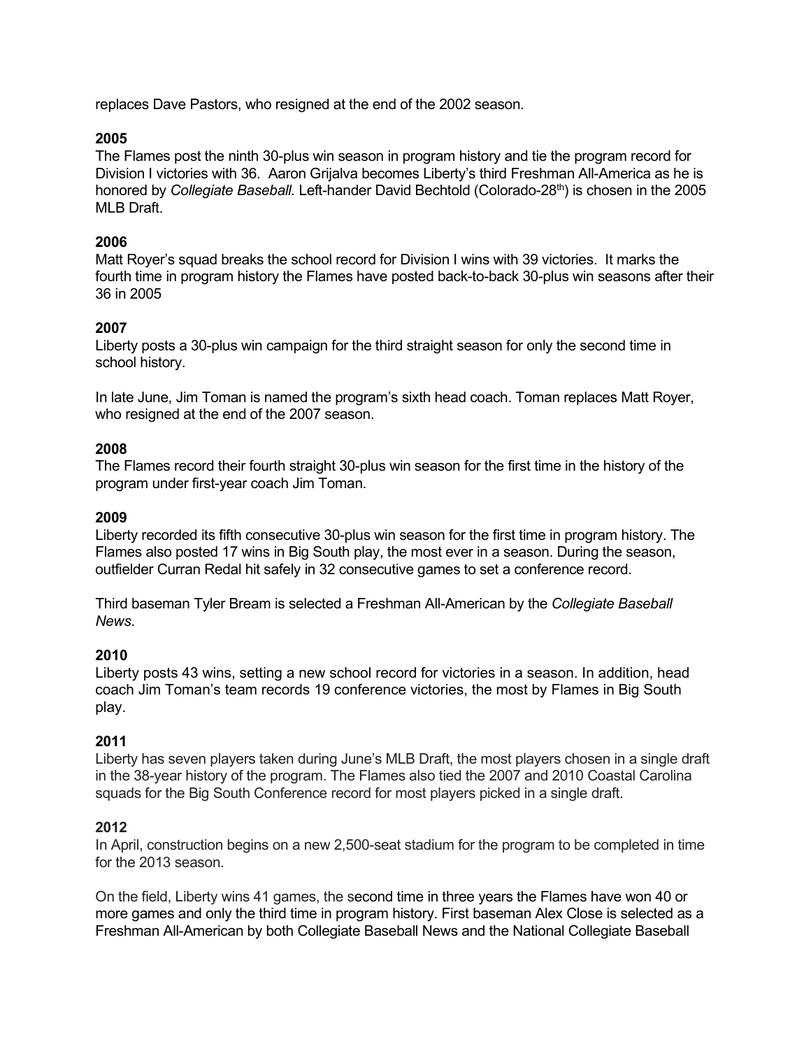replaces Dave Pastors, who resigned at the end of the 2002 season.

**2005**

The Flames post the ninth 30-plus win season in program history and tie the program record for Division I victories with 36. Aaron Grijalva becomes Liberty's third Freshman All-America as he is honored by *Collegiate Baseball*. Left-hander David Bechtold (Colorado-28th) is chosen in the 2005 MLB Draft.

**2006**

Matt Royer's squad breaks the school record for Division I wins with 39 victories. It marks the fourth time in program history the Flames have posted back-to-back 30-plus win seasons after their 36 in 2005

**2007**

Liberty posts a 30-plus win campaign for the third straight season for only the second time in school history.

In late June, Jim Toman is named the program's sixth head coach. Toman replaces Matt Royer, who resigned at the end of the 2007 season.

**2008**

The Flames record their fourth straight 30-plus win season for the first time in the history of the program under first-year coach Jim Toman.

**2009**

Liberty recorded its fifth consecutive 30-plus win season for the first time in program history. The Flames also posted 17 wins in Big South play, the most ever in a season. During the season, outfielder Curran Redal hit safely in 32 consecutive games to set a conference record.

Third baseman Tyler Bream is selected a Freshman All-American by the *Collegiate Baseball News*.

**2010**

Liberty posts 43 wins, setting a new school record for victories in a season. In addition, head coach Jim Toman's team records 19 conference victories, the most by Flames in Big South play.

**2011**

Liberty has seven players taken during June's MLB Draft, the most players chosen in a single draft in the 38-year history of the program. The Flames also tied the 2007 and 2010 Coastal Carolina squads for the Big South Conference record for most players picked in a single draft.

**2012**

In April, construction begins on a new 2,500-seat stadium for the program to be completed in time for the 2013 season.

On the field, Liberty wins 41 games, the second time in three years the Flames have won 40 or more games and only the third time in program history. First baseman Alex Close is selected as a Freshman All-American by both Collegiate Baseball News and the National Collegiate Baseball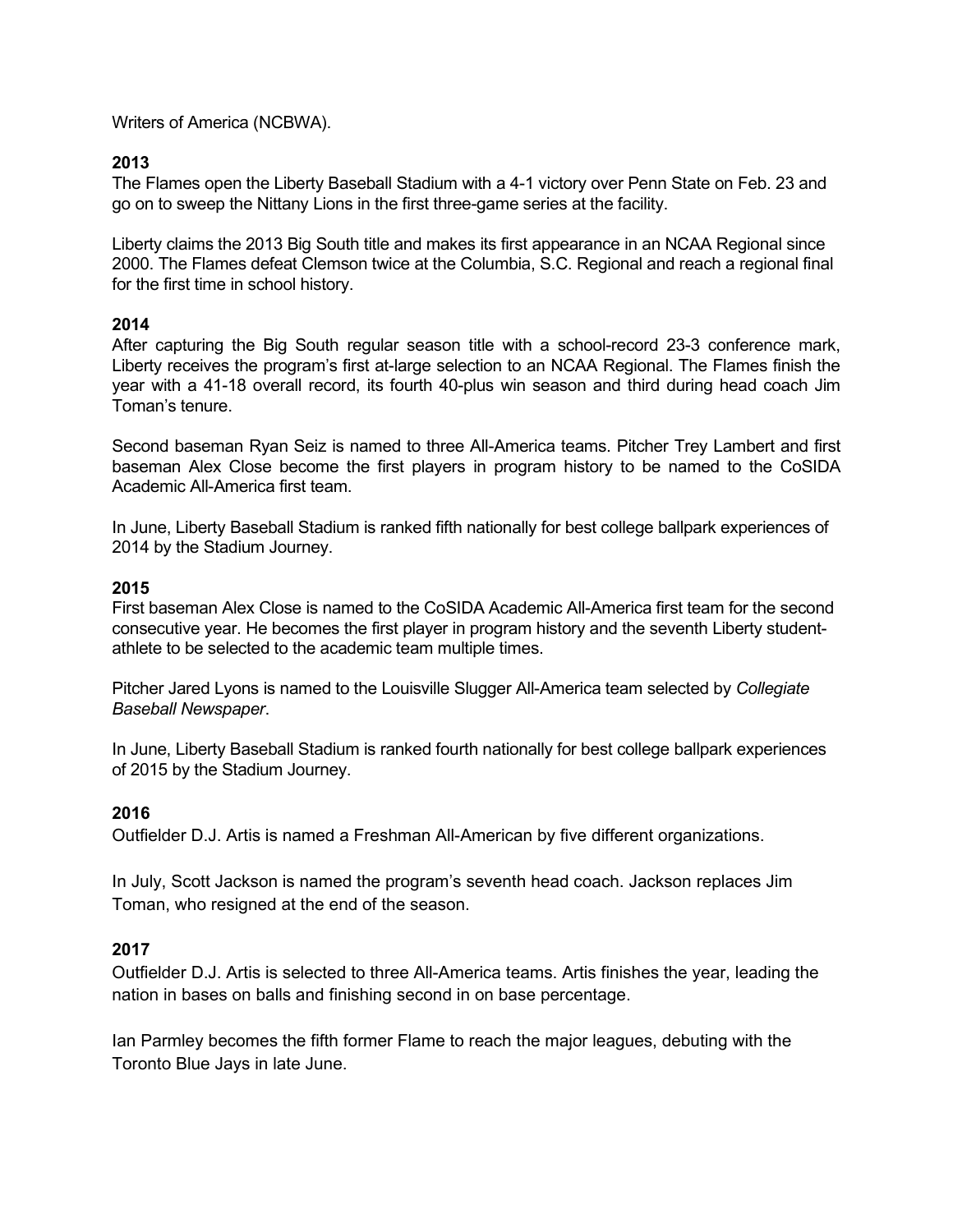Writers of America (NCBWA).

**2013**

The Flames open the Liberty Baseball Stadium with a 4-1 victory over Penn State on Feb. 23 and go on to sweep the Nittany Lions in the first three-game series at the facility.

Liberty claims the 2013 Big South title and makes its first appearance in an NCAA Regional since 2000. The Flames defeat Clemson twice at the Columbia, S.C. Regional and reach a regional final for the first time in school history.

**2014**

After capturing the Big South regular season title with a school-record 23-3 conference mark, Liberty receives the program's first at-large selection to an NCAA Regional. The Flames finish the year with a 41-18 overall record, its fourth 40-plus win season and third during head coach Jim Toman's tenure.

Second baseman Ryan Seiz is named to three All-America teams. Pitcher Trey Lambert and first baseman Alex Close become the first players in program history to be named to the CoSIDA Academic All-America first team.

In June, Liberty Baseball Stadium is ranked fifth nationally for best college ballpark experiences of 2014 by the Stadium Journey.

**2015**

First baseman Alex Close is named to the CoSIDA Academic All-America first team for the second consecutive year. He becomes the first player in program history and the seventh Liberty student-athlete to be selected to the academic team multiple times.

Pitcher Jared Lyons is named to the Louisville Slugger All-America team selected by *Collegiate Baseball Newspaper*.

In June, Liberty Baseball Stadium is ranked fourth nationally for best college ballpark experiences of 2015 by the Stadium Journey.

**2016**

Outfielder D.J. Artis is named a Freshman All-American by five different organizations.

In July, Scott Jackson is named the program's seventh head coach. Jackson replaces Jim Toman, who resigned at the end of the season.

**2017**

Outfielder D.J. Artis is selected to three All-America teams. Artis finishes the year, leading the nation in bases on balls and finishing second in on base percentage.

Ian Parmley becomes the fifth former Flame to reach the major leagues, debuting with the Toronto Blue Jays in late June.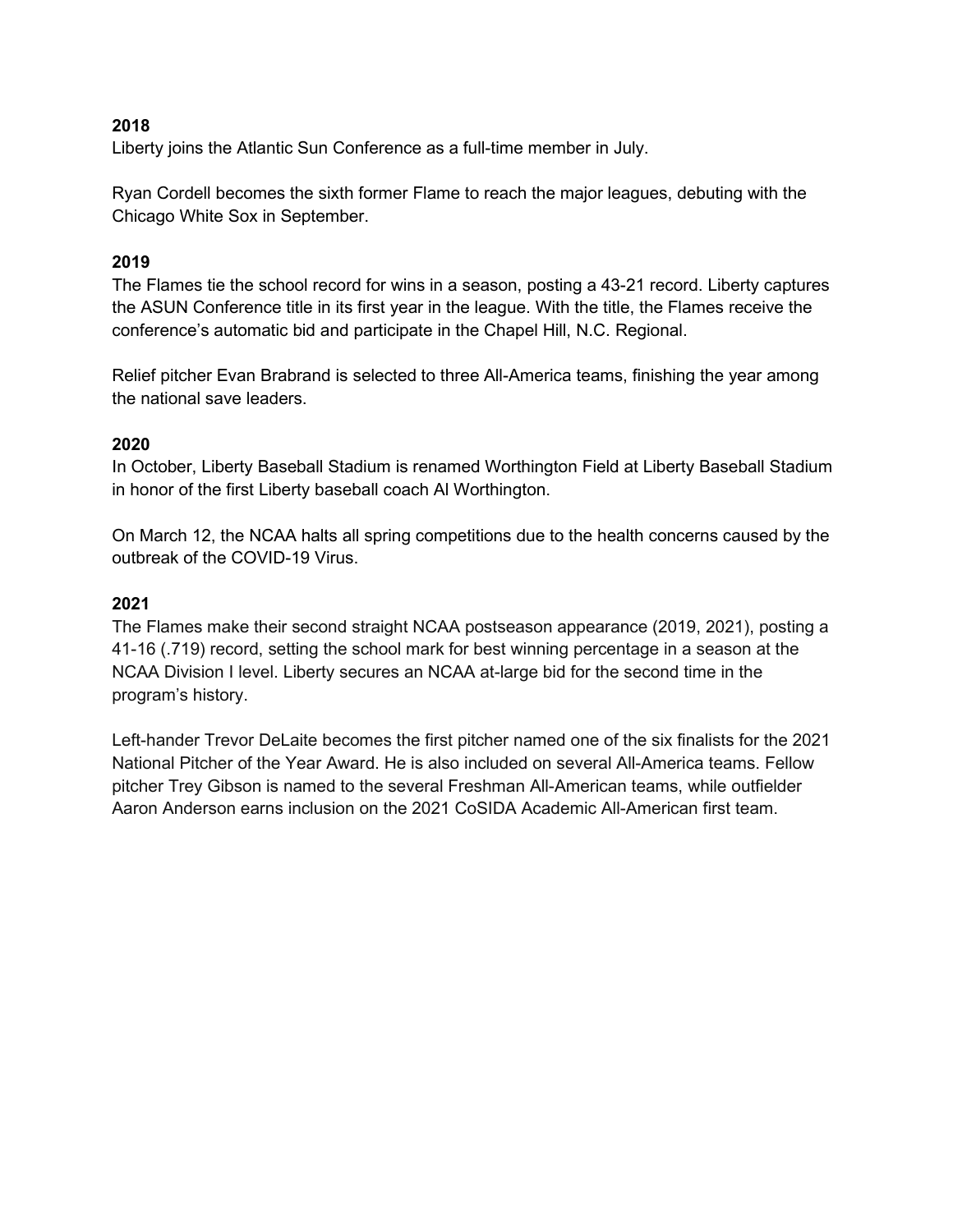**2018**

Liberty joins the Atlantic Sun Conference as a full-time member in July.

Ryan Cordell becomes the sixth former Flame to reach the major leagues, debuting with the Chicago White Sox in September.

**2019**

The Flames tie the school record for wins in a season, posting a 43-21 record. Liberty captures the ASUN Conference title in its first year in the league. With the title, the Flames receive the conference's automatic bid and participate in the Chapel Hill, N.C. Regional.

Relief pitcher Evan Brabrand is selected to three All-America teams, finishing the year among the national save leaders.

**2020**

In October, Liberty Baseball Stadium is renamed Worthington Field at Liberty Baseball Stadium in honor of the first Liberty baseball coach Al Worthington.

On March 12, the NCAA halts all spring competitions due to the health concerns caused by the outbreak of the COVID-19 Virus.

**2021**

The Flames make their second straight NCAA postseason appearance (2019, 2021), posting a 41-16 (.719) record, setting the school mark for best winning percentage in a season at the NCAA Division I level. Liberty secures an NCAA at-large bid for the second time in the program's history.

Left-hander Trevor DeLaite becomes the first pitcher named one of the six finalists for the 2021 National Pitcher of the Year Award. He is also included on several All-America teams. Fellow pitcher Trey Gibson is named to the several Freshman All-American teams, while outfielder Aaron Anderson earns inclusion on the 2021 CoSIDA Academic All-American first team.